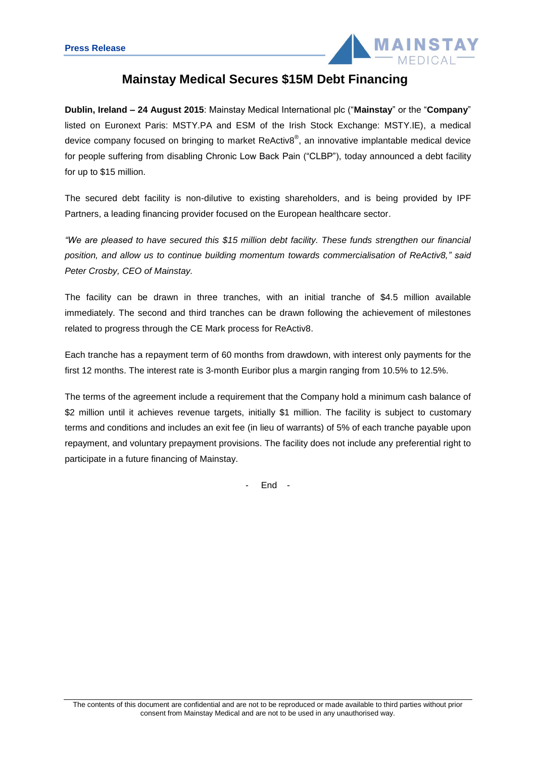**Press Release**

# Mainstay Medical Secures $15M Debt Financing

**Dublin, Ireland – 24 August 2015**: Mainstay Medical International plc ("**Mainstay**" or the "**Company**" listed on Euronext Paris: MSTY.PA and ESM of the Irish Stock Exchange: MSTY.IE), a medical device company focused on bringing to market ReActiv8®, an innovative implantable medical device for people suffering from disabling Chronic Low Back Pain ("CLBP"), today announced a debt facility for up to $15 million.

The secured debt facility is non-dilutive to existing shareholders, and is being provided by IPF Partners, a leading financing provider focused on the European healthcare sector.

*"We are pleased to have secured this $15 million debt facility. These funds strengthen our financial position, and allow us to continue building momentum towards commercialisation of ReActiv8," said Peter Crosby, CEO of Mainstay.*

The facility can be drawn in three tranches, with an initial tranche of $4.5 million available immediately. The second and third tranches can be drawn following the achievement of milestones related to progress through the CE Mark process for ReActiv8.

Each tranche has a repayment term of 60 months from drawdown, with interest only payments for the first 12 months. The interest rate is 3-month Euribor plus a margin ranging from 10.5% to 12.5%.

The terms of the agreement include a requirement that the Company hold a minimum cash balance of $2 million until it achieves revenue targets, initially $1 million. The facility is subject to customary terms and conditions and includes an exit fee (in lieu of warrants) of 5% of each tranche payable upon repayment, and voluntary prepayment provisions. The facility does not include any preferential right to participate in a future financing of Mainstay.

\- End -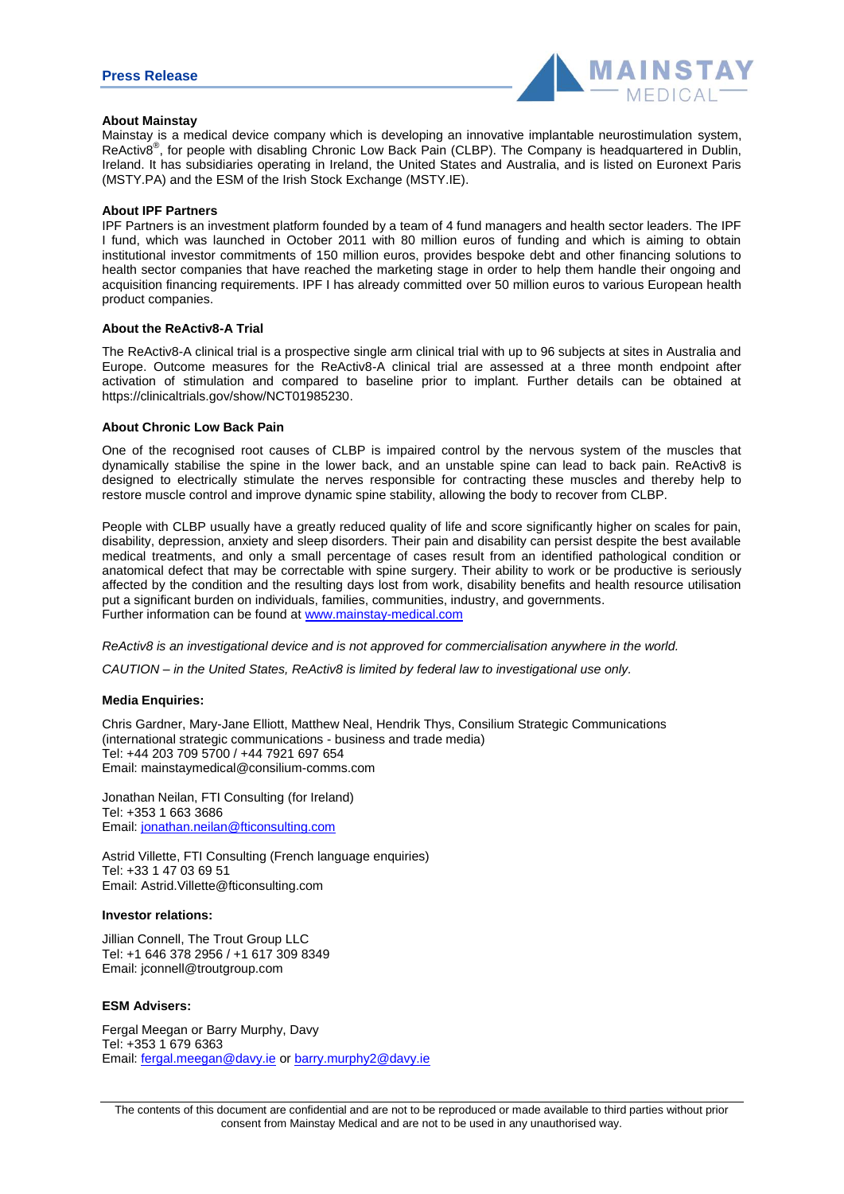**About Mainstay**

Mainstay is a medical device company which is developing an innovative implantable neurostimulation system, ReActiv8®, for people with disabling Chronic Low Back Pain (CLBP). The Company is headquartered in Dublin, Ireland. It has subsidiaries operating in Ireland, the United States and Australia, and is listed on Euronext Paris (MSTY.PA) and the ESM of the Irish Stock Exchange (MSTY.IE).

**About IPF Partners**

IPF Partners is an investment platform founded by a team of 4 fund managers and health sector leaders. The IPF I fund, which was launched in October 2011 with 80 million euros of funding and which is aiming to obtain institutional investor commitments of 150 million euros, provides bespoke debt and other financing solutions to health sector companies that have reached the marketing stage in order to help them handle their ongoing and acquisition financing requirements. IPF I has already committed over 50 million euros to various European health product companies.

**About the ReActiv8-A Trial**

The ReActiv8-A clinical trial is a prospective single arm clinical trial with up to 96 subjects at sites in Australia and Europe. Outcome measures for the ReActiv8-A clinical trial are assessed at a three month endpoint after activation of stimulation and compared to baseline prior to implant. Further details can be obtained at https://clinicaltrials.gov/show/NCT01985230.

**About Chronic Low Back Pain**

One of the recognised root causes of CLBP is impaired control by the nervous system of the muscles that dynamically stabilise the spine in the lower back, and an unstable spine can lead to back pain. ReActiv8 is designed to electrically stimulate the nerves responsible for contracting these muscles and thereby help to restore muscle control and improve dynamic spine stability, allowing the body to recover from CLBP.

People with CLBP usually have a greatly reduced quality of life and score significantly higher on scales for pain, disability, depression, anxiety and sleep disorders. Their pain and disability can persist despite the best available medical treatments, and only a small percentage of cases result from an identified pathological condition or anatomical defect that may be correctable with spine surgery. Their ability to work or be productive is seriously affected by the condition and the resulting days lost from work, disability benefits and health resource utilisation put a significant burden on individuals, families, communities, industry, and governments.
Further information can be found at www.mainstay-medical.com

*ReActiv8 is an investigational device and is not approved for commercialisation anywhere in the world.*

*CAUTION – in the United States, ReActiv8 is limited by federal law to investigational use only.*

**Media Enquiries:**

Chris Gardner, Mary-Jane Elliott, Matthew Neal, Hendrik Thys, Consilium Strategic Communications (international strategic communications - business and trade media)
Tel: +44 203 709 5700 / +44 7921 697 654
Email: mainstaymedical@consilium-comms.com

Jonathan Neilan, FTI Consulting (for Ireland)
Tel: +353 1 663 3686
Email: jonathan.neilan@fticonsulting.com

Astrid Villette, FTI Consulting (French language enquiries)
Tel: +33 1 47 03 69 51
Email: Astrid.Villette@fticonsulting.com

**Investor relations:**

Jillian Connell, The Trout Group LLC
Tel: +1 646 378 2956 / +1 617 309 8349
Email: jconnell@troutgroup.com

**ESM Advisers:**

Fergal Meegan or Barry Murphy, Davy
Tel: +353 1 679 6363
Email: fergal.meegan@davy.ie or barry.murphy2@davy.ie

The contents of this document are confidential and are not to be reproduced or made available to third parties without prior consent from Mainstay Medical and are not to be used in any unauthorised way.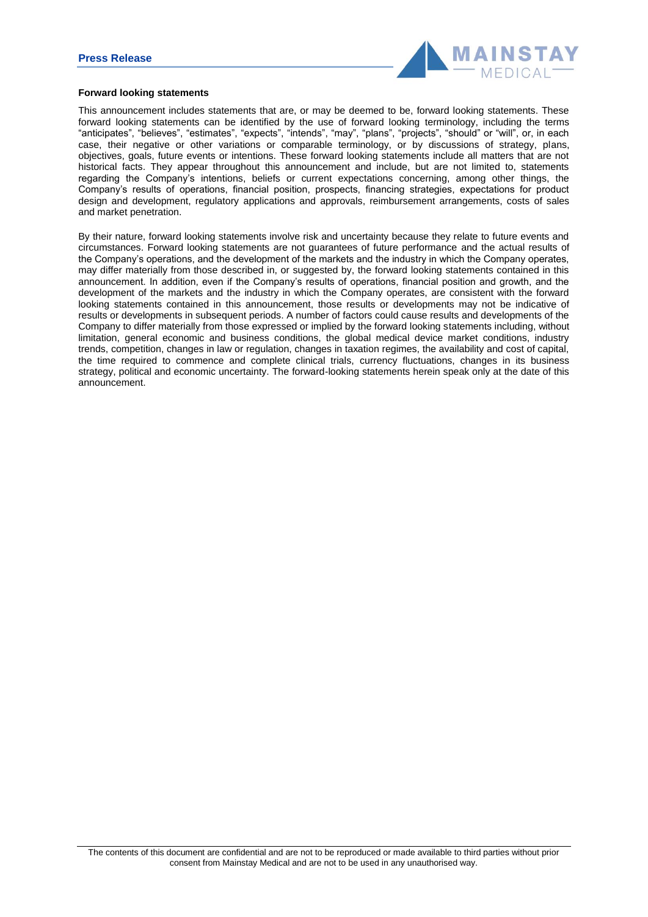**Forward looking statements**

This announcement includes statements that are, or may be deemed to be, forward looking statements. These forward looking statements can be identified by the use of forward looking terminology, including the terms "anticipates", "believes", "estimates", "expects", "intends", "may", "plans", "projects", "should" or "will", or, in each case, their negative or other variations or comparable terminology, or by discussions of strategy, plans, objectives, goals, future events or intentions. These forward looking statements include all matters that are not historical facts. They appear throughout this announcement and include, but are not limited to, statements regarding the Company's intentions, beliefs or current expectations concerning, among other things, the Company's results of operations, financial position, prospects, financing strategies, expectations for product design and development, regulatory applications and approvals, reimbursement arrangements, costs of sales and market penetration.

By their nature, forward looking statements involve risk and uncertainty because they relate to future events and circumstances. Forward looking statements are not guarantees of future performance and the actual results of the Company's operations, and the development of the markets and the industry in which the Company operates, may differ materially from those described in, or suggested by, the forward looking statements contained in this announcement. In addition, even if the Company's results of operations, financial position and growth, and the development of the markets and the industry in which the Company operates, are consistent with the forward looking statements contained in this announcement, those results or developments may not be indicative of results or developments in subsequent periods. A number of factors could cause results and developments of the Company to differ materially from those expressed or implied by the forward looking statements including, without limitation, general economic and business conditions, the global medical device market conditions, industry trends, competition, changes in law or regulation, changes in taxation regimes, the availability and cost of capital, the time required to commence and complete clinical trials, currency fluctuations, changes in its business strategy, political and economic uncertainty. The forward-looking statements herein speak only at the date of this announcement.